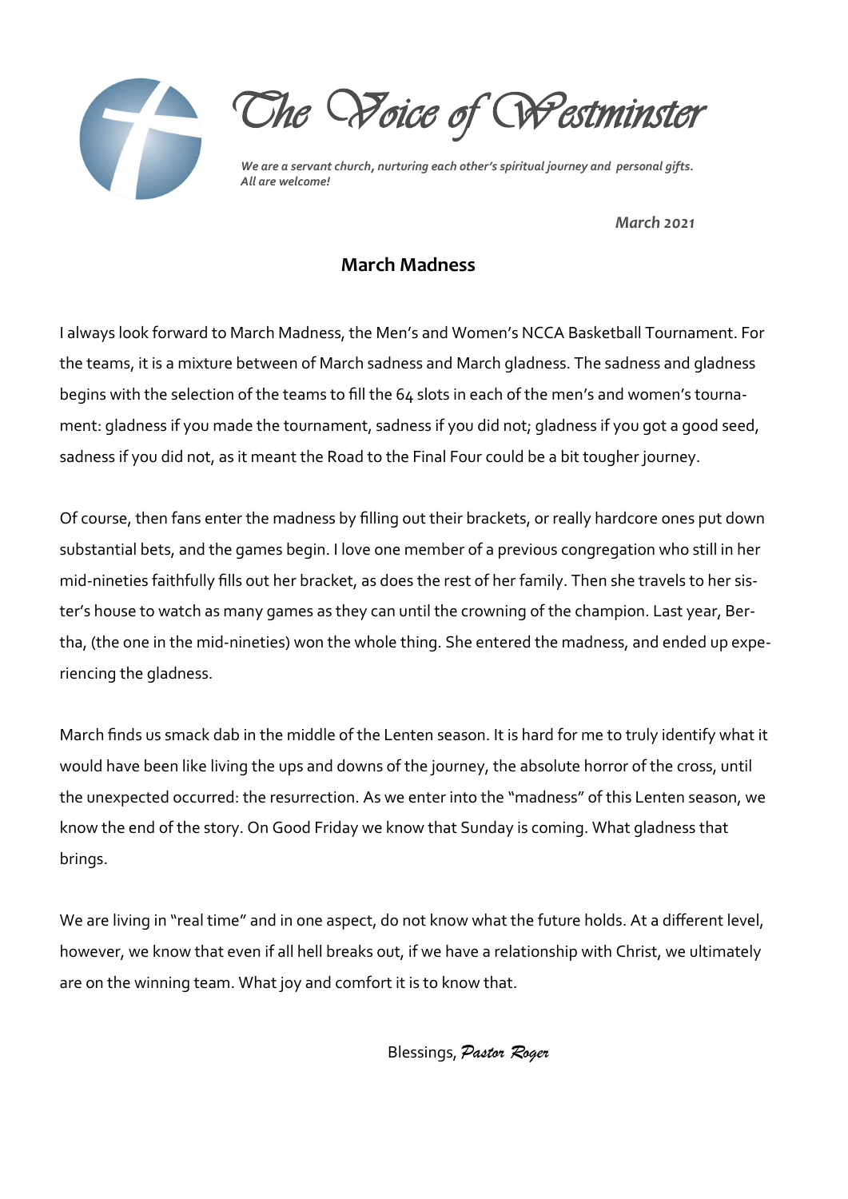# The Voice of Westminster

*We are a servant church, nurturing each other's spiritual journey and personal gifts. All are welcome!*

*March 2021*

## March Madness

I always look forward to March Madness, the Men's and Women's NCCA Basketball Tournament. For the teams, it is a mixture between of March sadness and March gladness. The sadness and gladness begins with the selection of the teams to fill the 64 slots in each of the men's and women's tournament: gladness if you made the tournament, sadness if you did not; gladness if you got a good seed, sadness if you did not, as it meant the Road to the Final Four could be a bit tougher journey.

Of course, then fans enter the madness by filling out their brackets, or really hardcore ones put down substantial bets, and the games begin. I love one member of a previous congregation who still in her mid-nineties faithfully fills out her bracket, as does the rest of her family. Then she travels to her sister's house to watch as many games as they can until the crowning of the champion. Last year, Bertha, (the one in the mid-nineties) won the whole thing. She entered the madness, and ended up experiencing the gladness.

March finds us smack dab in the middle of the Lenten season. It is hard for me to truly identify what it would have been like living the ups and downs of the journey, the absolute horror of the cross, until the unexpected occurred: the resurrection. As we enter into the "madness" of this Lenten season, we know the end of the story. On Good Friday we know that Sunday is coming. What gladness that brings.

We are living in "real time" and in one aspect, do not know what the future holds. At a different level, however, we know that even if all hell breaks out, if we have a relationship with Christ, we ultimately are on the winning team. What joy and comfort it is to know that.

Blessings, *Pastor Roger*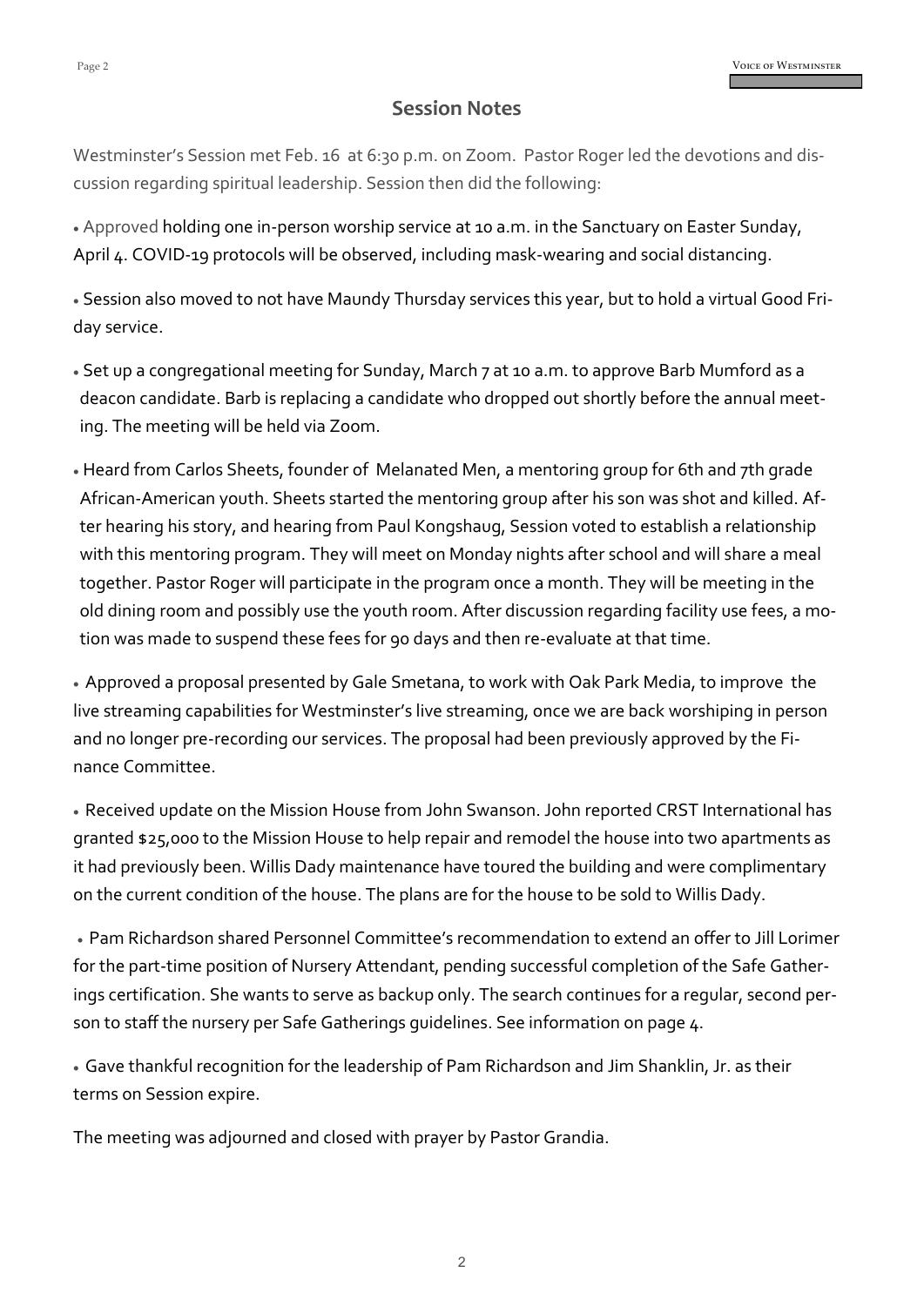## Session Notes

Westminster's Session met Feb. 16 at 6:30 p.m. on Zoom. Pastor Roger led the devotions and discussion regarding spiritual leadership. Session then did the following:

- Approved holding one in-person worship service at 10 a.m. in the Sanctuary on Easter Sunday, April 4. COVID-19 protocols will be observed, including mask-wearing and social distancing.
- Session also moved to not have Maundy Thursday services this year, but to hold a virtual Good Friday service.
- Set up a congregational meeting for Sunday, March 7 at 10 a.m. to approve Barb Mumford as a deacon candidate. Barb is replacing a candidate who dropped out shortly before the annual meeting. The meeting will be held via Zoom.
- Heard from Carlos Sheets, founder of Melanated Men, a mentoring group for 6th and 7th grade African-American youth. Sheets started the mentoring group after his son was shot and killed. After hearing his story, and hearing from Paul Kongshaug, Session voted to establish a relationship with this mentoring program. They will meet on Monday nights after school and will share a meal together. Pastor Roger will participate in the program once a month. They will be meeting in the old dining room and possibly use the youth room. After discussion regarding facility use fees, a motion was made to suspend these fees for 90 days and then re-evaluate at that time.
- Approved a proposal presented by Gale Smetana, to work with Oak Park Media, to improve the live streaming capabilities for Westminster's live streaming, once we are back worshiping in person and no longer pre-recording our services. The proposal had been previously approved by the Finance Committee.
- Received update on the Mission House from John Swanson. John reported CRST International has granted $25,000 to the Mission House to help repair and remodel the house into two apartments as it had previously been. Willis Dady maintenance have toured the building and were complimentary on the current condition of the house. The plans are for the house to be sold to Willis Dady.
- Pam Richardson shared Personnel Committee's recommendation to extend an offer to Jill Lorimer for the part-time position of Nursery Attendant, pending successful completion of the Safe Gatherings certification. She wants to serve as backup only. The search continues for a regular, second person to staff the nursery per Safe Gatherings guidelines. See information on page 4.
- Gave thankful recognition for the leadership of Pam Richardson and Jim Shanklin, Jr. as their terms on Session expire.

The meeting was adjourned and closed with prayer by Pastor Grandia.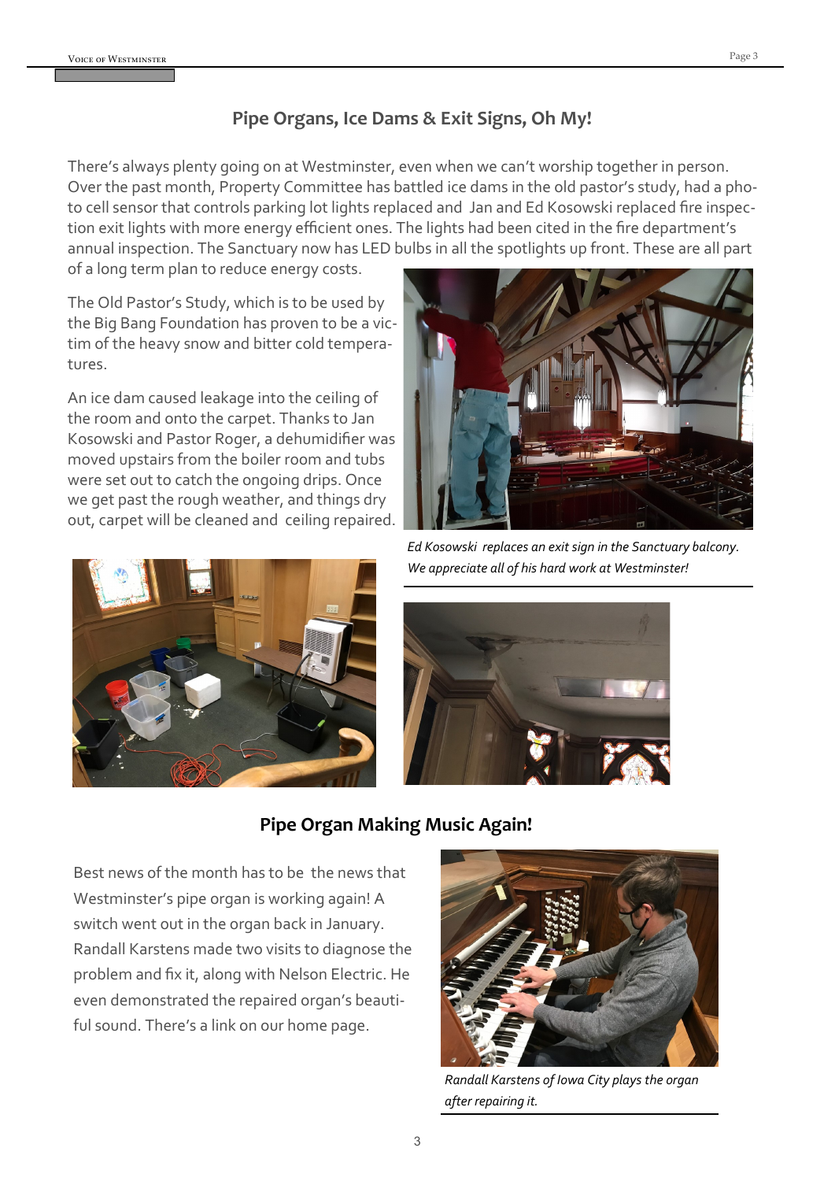## Pipe Organs, Ice Dams & Exit Signs, Oh My!

There's always plenty going on at Westminster, even when we can't worship together in person. Over the past month, Property Committee has battled ice dams in the old pastor's study, had a photo cell sensor that controls parking lot lights replaced and Jan and Ed Kosowski replaced fire inspection exit lights with more energy efficient ones. The lights had been cited in the fire department's annual inspection. The Sanctuary now has LED bulbs in all the spotlights up front. These are all part of a long term plan to reduce energy costs.

The Old Pastor's Study, which is to be used by the Big Bang Foundation has proven to be a victim of the heavy snow and bitter cold temperatures.

An ice dam caused leakage into the ceiling of the room and onto the carpet. Thanks to Jan Kosowski and Pastor Roger, a dehumidifier was moved upstairs from the boiler room and tubs were set out to catch the ongoing drips. Once we get past the rough weather, and things dry out, carpet will be cleaned and ceiling repaired.

*Ed Kosowski replaces an exit sign in the Sanctuary balcony. We appreciate all of his hard work at Westminster!*

## Pipe Organ Making Music Again!

Best news of the month has to be the news that Westminster's pipe organ is working again! A switch went out in the organ back in January. Randall Karstens made two visits to diagnose the problem and fix it, along with Nelson Electric. He even demonstrated the repaired organ's beautiful sound. There's a link on our home page.

*Randall Karstens of Iowa City plays the organ after repairing it.*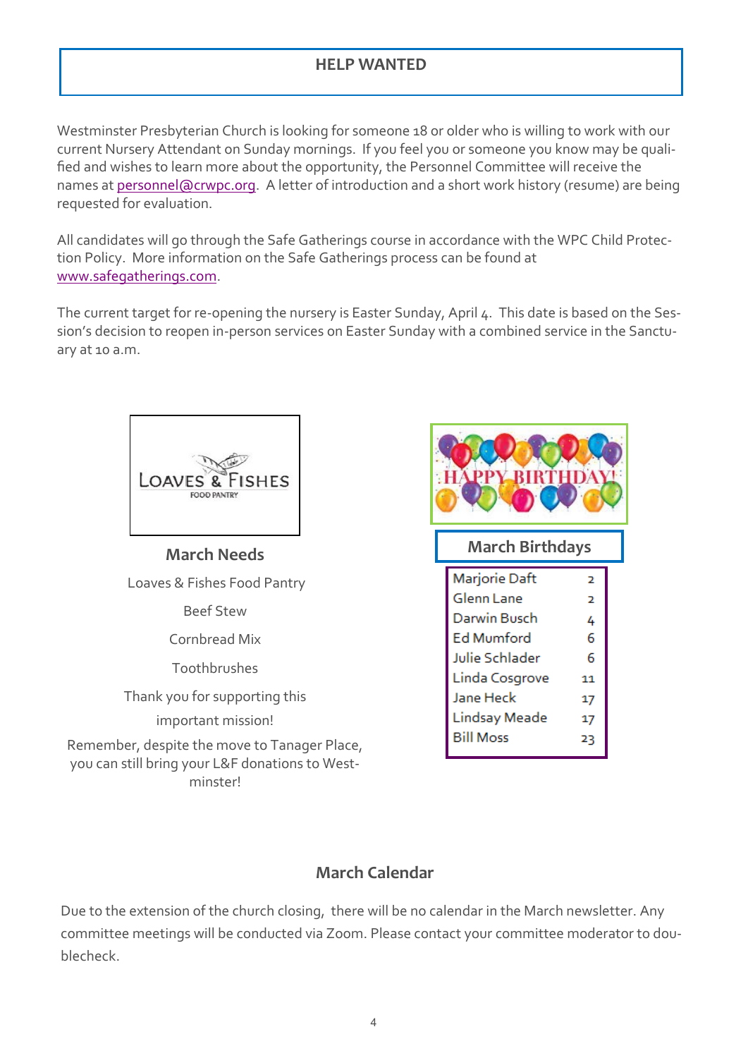## HELP WANTED

Westminster Presbyterian Church is looking for someone 18 or older who is willing to work with our current Nursery Attendant on Sunday mornings. If you feel you or someone you know may be qualified and wishes to learn more about the opportunity, the Personnel Committee will receive the names at personnel@crwpc.org. A letter of introduction and a short work history (resume) are being requested for evaluation.

All candidates will go through the Safe Gatherings course in accordance with the WPC Child Protection Policy. More information on the Safe Gatherings process can be found at www.safegatherings.com.

The current target for re-opening the nursery is Easter Sunday, April 4. This date is based on the Session's decision to reopen in-person services on Easter Sunday with a combined service in the Sanctuary at 10 a.m.

LOAVES & FISHES
FOOD PANTRY

### March Needs

Loaves & Fishes Food Pantry

Beef Stew

Cornbread Mix

Toothbrushes

Thank you for supporting this important mission!

Remember, despite the move to Tanager Place, you can still bring your L&F donations to Westminster!

HAPPY BIRTHDAY!

### March Birthdays

| Name | Day |
|---|---|
| Marjorie Daft | 2 |
| Glenn Lane | 2 |
| Darwin Busch | 4 |
| Ed Mumford | 6 |
| Julie Schlader | 6 |
| Linda Cosgrove | 11 |
| Jane Heck | 17 |
| Lindsay Meade | 17 |
| Bill Moss | 23 |

## March Calendar

Due to the extension of the church closing, there will be no calendar in the March newsletter. Any committee meetings will be conducted via Zoom. Please contact your committee moderator to doublecheck.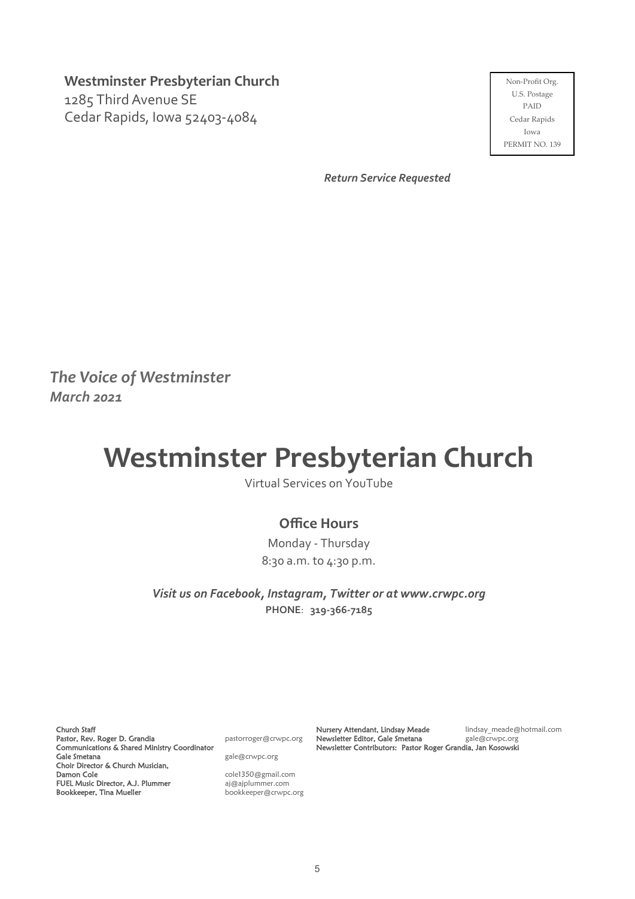**Westminster Presbyterian Church**
1285 Third Avenue SE
Cedar Rapids, Iowa 52403-4084

Non-Profit Org.
U.S. Postage
PAID
Cedar Rapids
Iowa
PERMIT NO. 139

***Return Service Requested***

***The Voice of Westminster***
***March 2021***

# Westminster Presbyterian Church

Virtual Services on YouTube

## Office Hours

Monday - Thursday
8:30 a.m. to 4:30 p.m.

***Visit us on Facebook, Instagram, Twitter or at www.crwpc.org***
**PHONE**: **319-366-7185**

Church Staff
Pastor, Rev. Roger D. Grandia — pastorroger@crwpc.org
Communications & Shared Ministry Coordinator
Gale Smetana — gale@crwpc.org
Choir Director & Church Musician,
Damon Cole — cole1350@gmail.com
FUEL Music Director, A.J. Plummer — aj@ajplummer.com
Bookkeeper, Tina Mueller — bookkeeper@crwpc.org

Nursery Attendant, Lindsay Meade — lindsay_meade@hotmail.com
Newsletter Editor, Gale Smetana — gale@crwpc.org
Newsletter Contributors: Pastor Roger Grandia, Jan Kosowski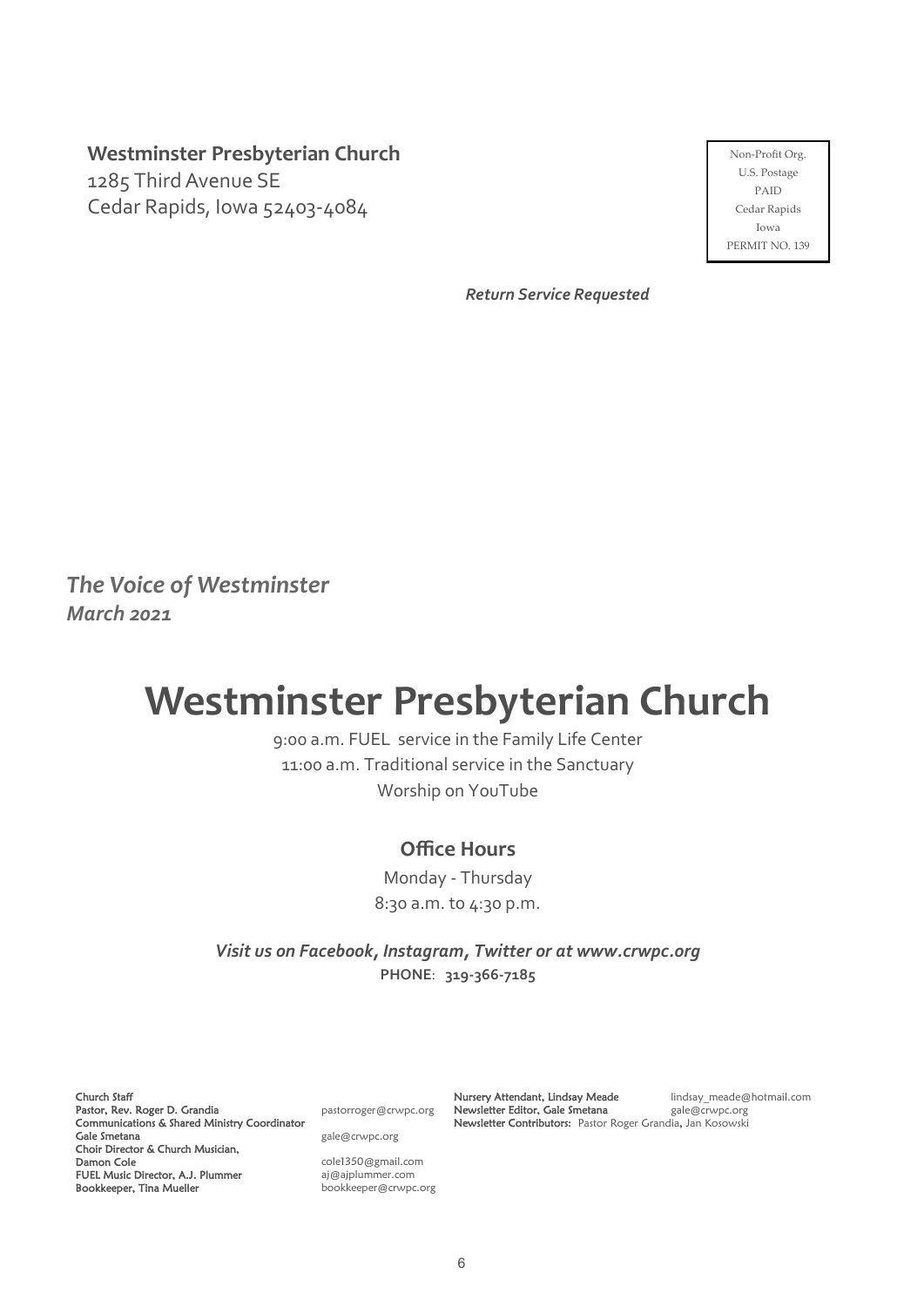**Westminster Presbyterian Church**
1285 Third Avenue SE
Cedar Rapids, Iowa 52403-4084

Non-Profit Org.
U.S. Postage
PAID
Cedar Rapids
Iowa
PERMIT NO. 139

***Return Service Requested***

***The Voice of Westminster***
***March 2021***

# Westminster Presbyterian Church

9:00 a.m. FUEL service in the Family Life Center
11:00 a.m. Traditional service in the Sanctuary
Worship on YouTube

## Office Hours

Monday - Thursday
8:30 a.m. to 4:30 p.m.

***Visit us on Facebook, Instagram, Twitter or at www.crwpc.org***
**PHONE**: **319-366-7185**

**Church Staff**

| | |
|---|---|
| **Pastor, Rev. Roger D. Grandia** | pastorroger@crwpc.org |
| **Communications & Shared Ministry Coordinator Gale Smetana** | gale@crwpc.org |
| **Choir Director & Church Musician, Damon Cole** | cole1350@gmail.com |
| **FUEL Music Director, A.J. Plummer** | aj@ajplummer.com |
| **Bookkeeper, Tina Mueller** | bookkeeper@crwpc.org |
| **Nursery Attendant, Lindsay Meade** | lindsay_meade@hotmail.com |
| **Newsletter Editor, Gale Smetana** | gale@crwpc.org |

**Newsletter Contributors:** Pastor Roger Grandia, Jan Kosowski